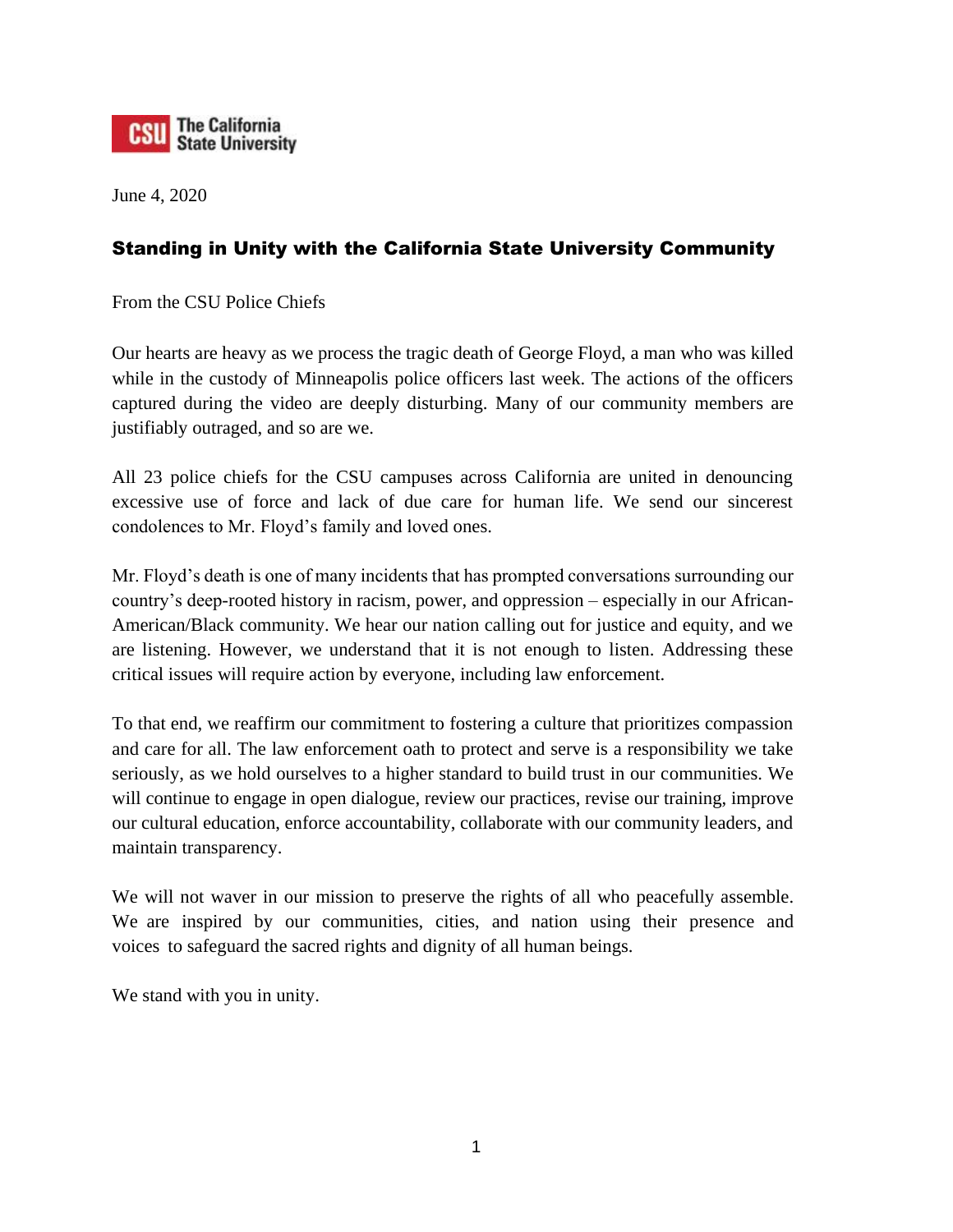**CSU The California State University**

June 4, 2020

## Standing in Unity with the California State University Community

From the CSU Police Chiefs

Our hearts are heavy as we process the tragic death of George Floyd, a man who was killed while in the custody of Minneapolis police officers last week. The actions of the officers captured during the video are deeply disturbing. Many of our community members are justifiably outraged, and so are we.

All 23 police chiefs for the CSU campuses across California are united in denouncing excessive use of force and lack of due care for human life. We send our sincerest condolences to Mr. Floyd's family and loved ones.

Mr. Floyd's death is one of many incidents that has prompted conversations surrounding our country's deep-rooted history in racism, power, and oppression – especially in our African-American/Black community. We hear our nation calling out for justice and equity, and we are listening. However, we understand that it is not enough to listen. Addressing these critical issues will require action by everyone, including law enforcement.

To that end, we reaffirm our commitment to fostering a culture that prioritizes compassion and care for all. The law enforcement oath to protect and serve is a responsibility we take seriously, as we hold ourselves to a higher standard to build trust in our communities. We will continue to engage in open dialogue, review our practices, revise our training, improve our cultural education, enforce accountability, collaborate with our community leaders, and maintain transparency.

We will not waver in our mission to preserve the rights of all who peacefully assemble. We are inspired by our communities, cities, and nation using their presence and voices to safeguard the sacred rights and dignity of all human beings.

We stand with you in unity.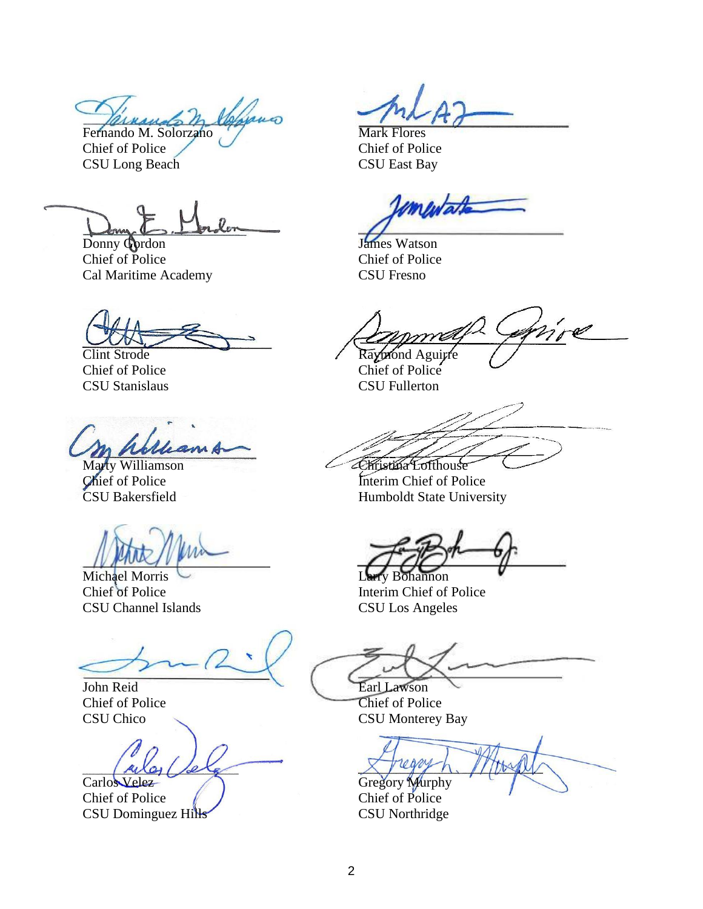Fernando M. Solorzano
Chief of Police
CSU Long Beach

Mark Flores
Chief of Police
CSU East Bay

Donny Gordon
Chief of Police
Cal Maritime Academy

James Watson
Chief of Police
CSU Fresno

Clint Strode
Chief of Police
CSU Stanislaus

Raymond Aguirre
Chief of Police
CSU Fullerton

Marty Williamson
Chief of Police
CSU Bakersfield

Christina Lofthouse
Interim Chief of Police
Humboldt State University

Michael Morris
Chief of Police
CSU Channel Islands

Larry Bohannon
Interim Chief of Police
CSU Los Angeles

John Reid
Chief of Police
CSU Chico

Earl Lawson
Chief of Police
CSU Monterey Bay

Carlos Velez
Chief of Police
CSU Dominguez Hills

Gregory Murphy
Chief of Police
CSU Northridge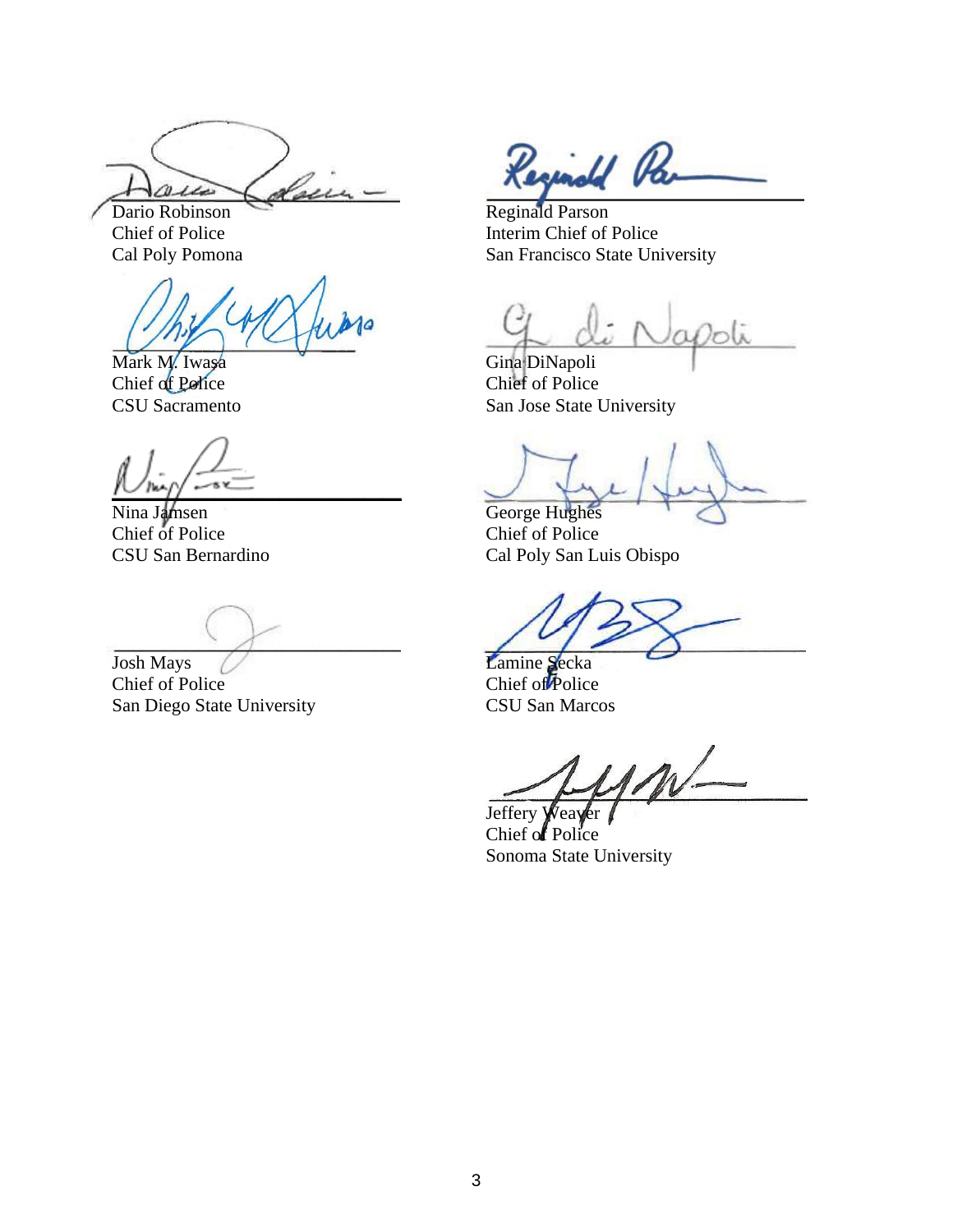Dario Robinson
Chief of Police
Cal Poly Pomona

Mark M. Iwasa
Chief of Police
CSU Sacramento

Nina Jamsen
Chief of Police
CSU San Bernardino

Josh Mays
Chief of Police
San Diego State University

Reginald Parson
Interim Chief of Police
San Francisco State University

Gina DiNapoli
Chief of Police
San Jose State University

George Hughes
Chief of Police
Cal Poly San Luis Obispo

Lamine Secka
Chief of Police
CSU San Marcos

Jeffery Weaver
Chief of Police
Sonoma State University